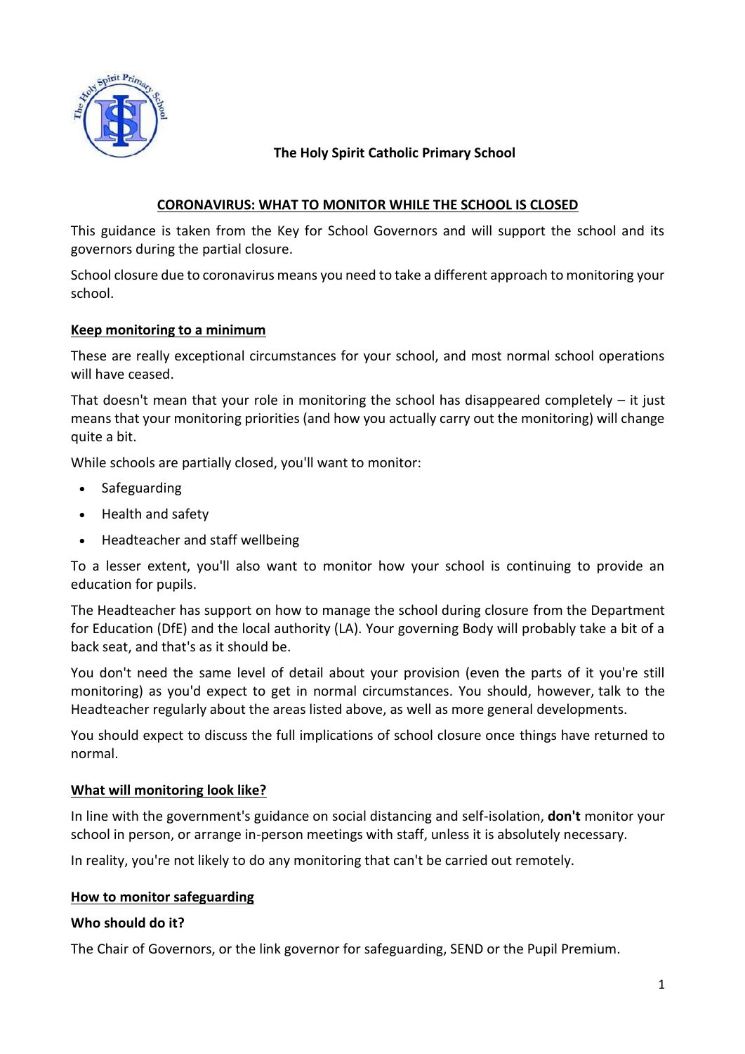**The Holy Spirit Catholic Primary School**

# CORONAVIRUS: WHAT TO MONITOR WHILE THE SCHOOL IS CLOSED

This guidance is taken from the Key for School Governors and will support the school and its governors during the partial closure.

School closure due to coronavirus means you need to take a different approach to monitoring your school.

## Keep monitoring to a minimum

These are really exceptional circumstances for your school, and most normal school operations will have ceased.

That doesn't mean that your role in monitoring the school has disappeared completely – it just means that your monitoring priorities (and how you actually carry out the monitoring) will change quite a bit.

While schools are partially closed, you'll want to monitor:

- Safeguarding
- Health and safety
- Headteacher and staff wellbeing

To a lesser extent, you'll also want to monitor how your school is continuing to provide an education for pupils.

The Headteacher has support on how to manage the school during closure from the Department for Education (DfE) and the local authority (LA). Your governing Body will probably take a bit of a back seat, and that's as it should be.

You don't need the same level of detail about your provision (even the parts of it you're still monitoring) as you'd expect to get in normal circumstances. You should, however, talk to the Headteacher regularly about the areas listed above, as well as more general developments.

You should expect to discuss the full implications of school closure once things have returned to normal.

## What will monitoring look like?

In line with the government's guidance on social distancing and self-isolation, **don't** monitor your school in person, or arrange in-person meetings with staff, unless it is absolutely necessary.

In reality, you're not likely to do any monitoring that can't be carried out remotely.

## How to monitor safeguarding

### Who should do it?

The Chair of Governors, or the link governor for safeguarding, SEND or the Pupil Premium.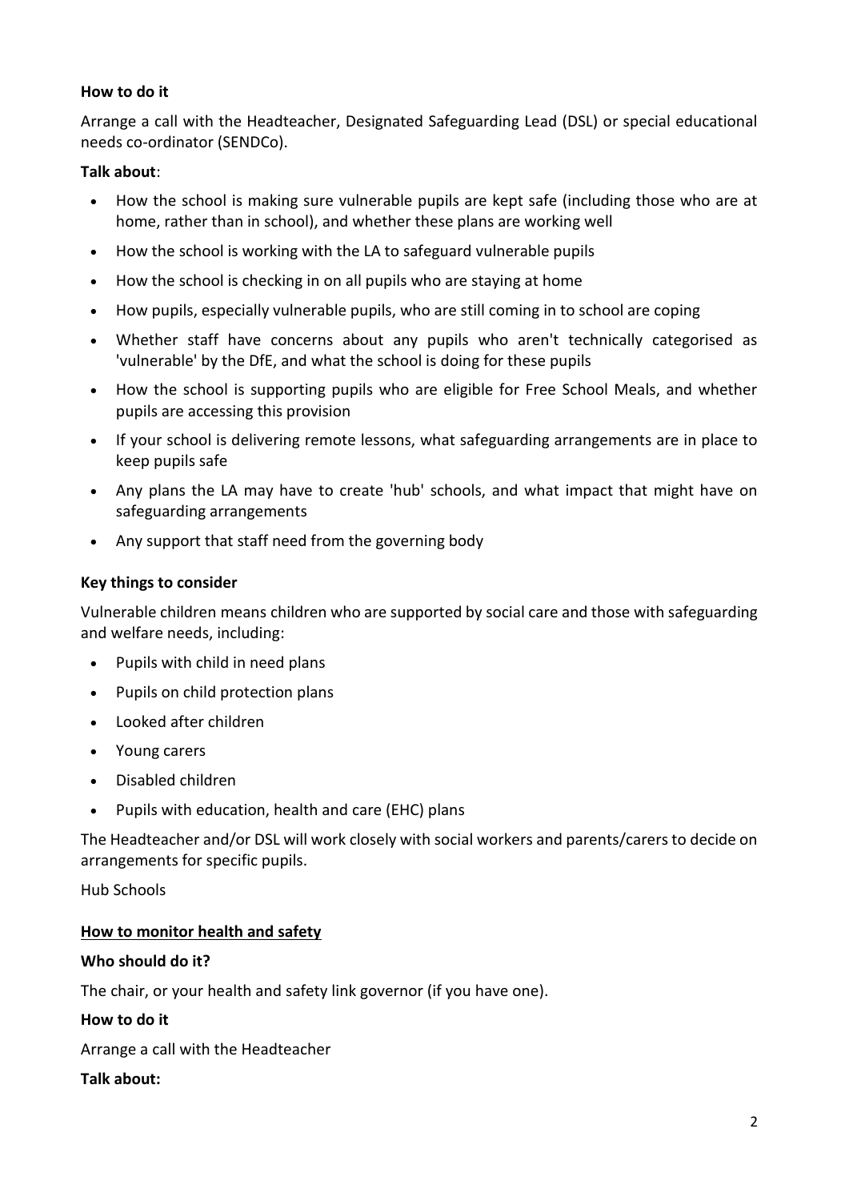**How to do it**

Arrange a call with the Headteacher, Designated Safeguarding Lead (DSL) or special educational needs co-ordinator (SENDCo).

**Talk about**:

- How the school is making sure vulnerable pupils are kept safe (including those who are at home, rather than in school), and whether these plans are working well
- How the school is working with the LA to safeguard vulnerable pupils
- How the school is checking in on all pupils who are staying at home
- How pupils, especially vulnerable pupils, who are still coming in to school are coping
- Whether staff have concerns about any pupils who aren't technically categorised as 'vulnerable' by the DfE, and what the school is doing for these pupils
- How the school is supporting pupils who are eligible for Free School Meals, and whether pupils are accessing this provision
- If your school is delivering remote lessons, what safeguarding arrangements are in place to keep pupils safe
- Any plans the LA may have to create 'hub' schools, and what impact that might have on safeguarding arrangements
- Any support that staff need from the governing body

**Key things to consider**

Vulnerable children means children who are supported by social care and those with safeguarding and welfare needs, including:

- Pupils with child in need plans
- Pupils on child protection plans
- Looked after children
- Young carers
- Disabled children
- Pupils with education, health and care (EHC) plans

The Headteacher and/or DSL will work closely with social workers and parents/carers to decide on arrangements for specific pupils.

Hub Schools

**<u>How to monitor health and safety</u>**

**Who should do it?**

The chair, or your health and safety link governor (if you have one).

**How to do it**

Arrange a call with the Headteacher

**Talk about:**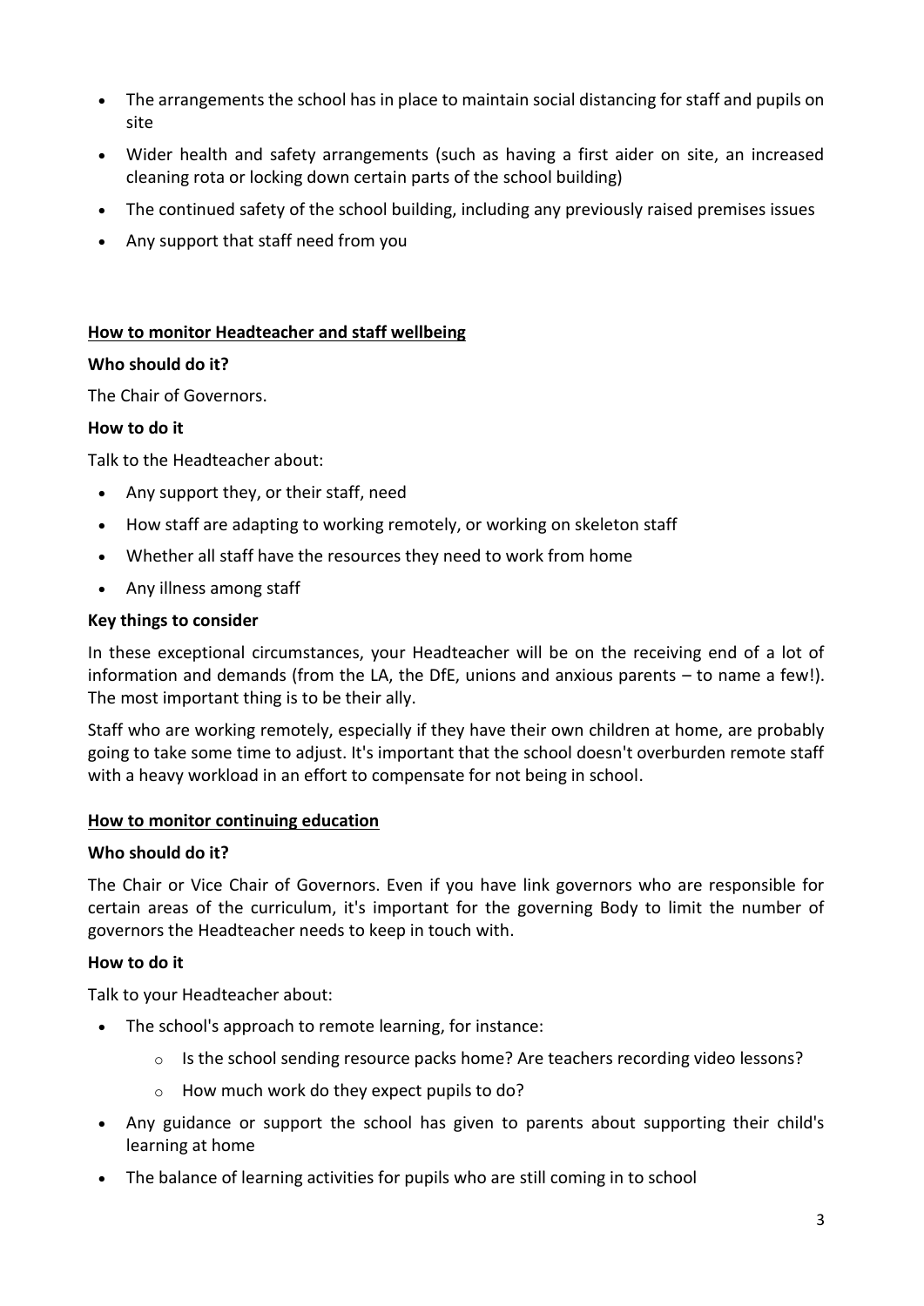- The arrangements the school has in place to maintain social distancing for staff and pupils on site
- Wider health and safety arrangements (such as having a first aider on site, an increased cleaning rota or locking down certain parts of the school building)
- The continued safety of the school building, including any previously raised premises issues
- Any support that staff need from you

## How to monitor Headteacher and staff wellbeing

**Who should do it?**

The Chair of Governors.

**How to do it**

Talk to the Headteacher about:

- Any support they, or their staff, need
- How staff are adapting to working remotely, or working on skeleton staff
- Whether all staff have the resources they need to work from home
- Any illness among staff

**Key things to consider**

In these exceptional circumstances, your Headteacher will be on the receiving end of a lot of information and demands (from the LA, the DfE, unions and anxious parents – to name a few!). The most important thing is to be their ally.

Staff who are working remotely, especially if they have their own children at home, are probably going to take some time to adjust. It's important that the school doesn't overburden remote staff with a heavy workload in an effort to compensate for not being in school.

## How to monitor continuing education

**Who should do it?**

The Chair or Vice Chair of Governors. Even if you have link governors who are responsible for certain areas of the curriculum, it's important for the governing Body to limit the number of governors the Headteacher needs to keep in touch with.

**How to do it**

Talk to your Headteacher about:

- The school's approach to remote learning, for instance:
    - Is the school sending resource packs home? Are teachers recording video lessons?
    - How much work do they expect pupils to do?
- Any guidance or support the school has given to parents about supporting their child's learning at home
- The balance of learning activities for pupils who are still coming in to school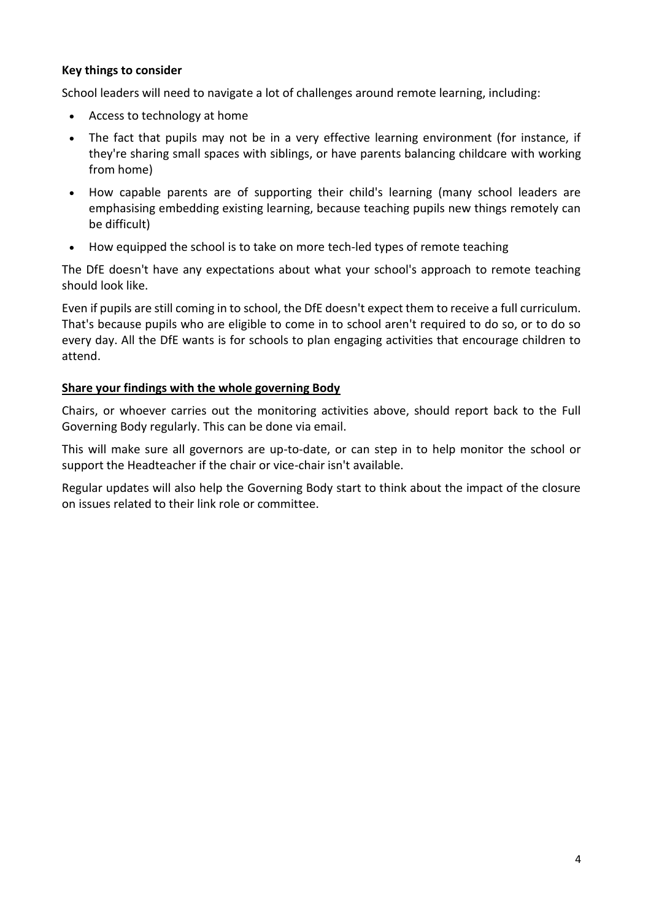**Key things to consider**

School leaders will need to navigate a lot of challenges around remote learning, including:

- Access to technology at home
- The fact that pupils may not be in a very effective learning environment (for instance, if they're sharing small spaces with siblings, or have parents balancing childcare with working from home)
- How capable parents are of supporting their child's learning (many school leaders are emphasising embedding existing learning, because teaching pupils new things remotely can be difficult)
- How equipped the school is to take on more tech-led types of remote teaching

The DfE doesn't have any expectations about what your school's approach to remote teaching should look like.

Even if pupils are still coming in to school, the DfE doesn't expect them to receive a full curriculum. That's because pupils who are eligible to come in to school aren't required to do so, or to do so every day. All the DfE wants is for schools to plan engaging activities that encourage children to attend.

**Share your findings with the whole governing Body**

Chairs, or whoever carries out the monitoring activities above, should report back to the Full Governing Body regularly. This can be done via email.

This will make sure all governors are up-to-date, or can step in to help monitor the school or support the Headteacher if the chair or vice-chair isn't available.

Regular updates will also help the Governing Body start to think about the impact of the closure on issues related to their link role or committee.